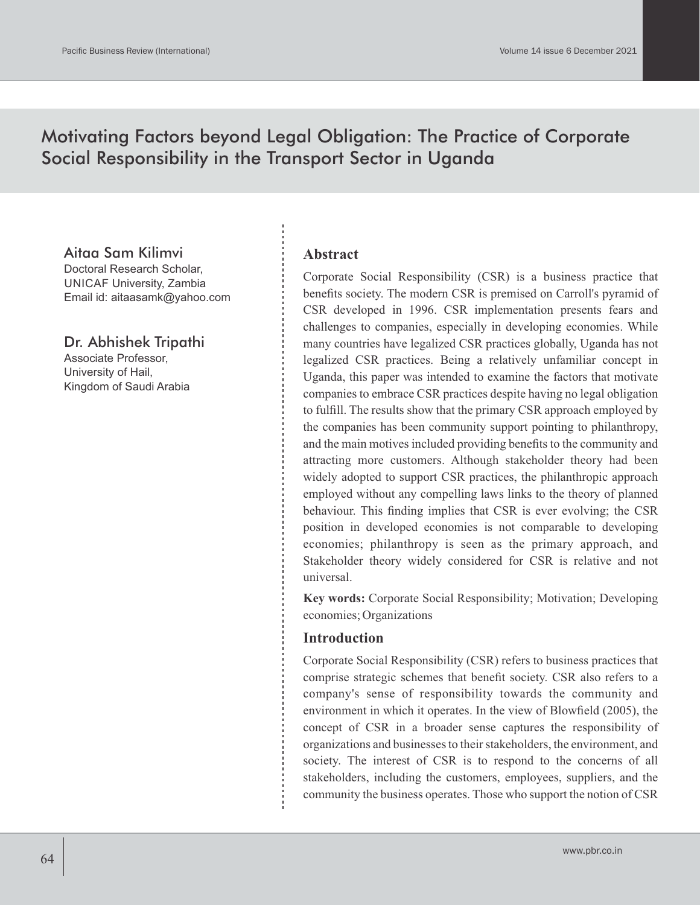# Motivating Factors beyond Legal Obligation: The Practice of Corporate Social Responsibility in the Transport Sector in Uganda

**Aitaa Sam Kilimvi**
Doctoral Research Scholar,
UNICAF University, Zambia
Email id: aitaasamk@yahoo.com

**Dr. Abhishek Tripathi**
Associate Professor,
University of Hail,
Kingdom of Saudi Arabia

## Abstract

Corporate Social Responsibility (CSR) is a business practice that benefits society. The modern CSR is premised on Carroll's pyramid of CSR developed in 1996. CSR implementation presents fears and challenges to companies, especially in developing economies. While many countries have legalized CSR practices globally, Uganda has not legalized CSR practices. Being a relatively unfamiliar concept in Uganda, this paper was intended to examine the factors that motivate companies to embrace CSR practices despite having no legal obligation to fulfill. The results show that the primary CSR approach employed by the companies has been community support pointing to philanthropy, and the main motives included providing benefits to the community and attracting more customers. Although stakeholder theory had been widely adopted to support CSR practices, the philanthropic approach employed without any compelling laws links to the theory of planned behaviour. This finding implies that CSR is ever evolving; the CSR position in developed economies is not comparable to developing economies; philanthropy is seen as the primary approach, and Stakeholder theory widely considered for CSR is relative and not universal.

**Key words:** Corporate Social Responsibility; Motivation; Developing economies; Organizations

## Introduction

Corporate Social Responsibility (CSR) refers to business practices that comprise strategic schemes that benefit society. CSR also refers to a company's sense of responsibility towards the community and environment in which it operates. In the view of Blowfield (2005), the concept of CSR in a broader sense captures the responsibility of organizations and businesses to their stakeholders, the environment, and society. The interest of CSR is to respond to the concerns of all stakeholders, including the customers, employees, suppliers, and the community the business operates. Those who support the notion of CSR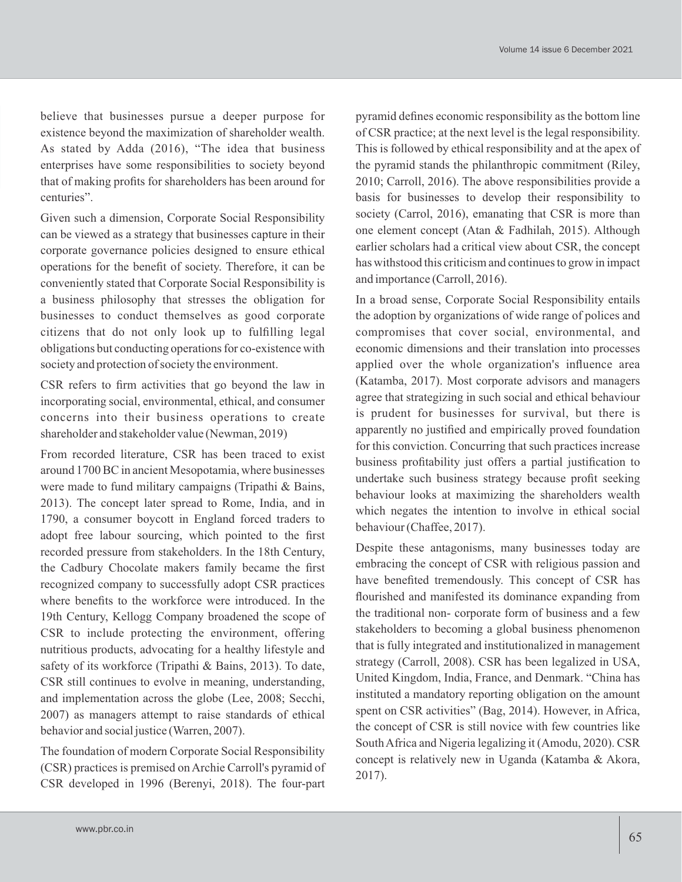believe that businesses pursue a deeper purpose for existence beyond the maximization of shareholder wealth. As stated by Adda (2016), "The idea that business enterprises have some responsibilities to society beyond that of making profits for shareholders has been around for centuries".

Given such a dimension, Corporate Social Responsibility can be viewed as a strategy that businesses capture in their corporate governance policies designed to ensure ethical operations for the benefit of society. Therefore, it can be conveniently stated that Corporate Social Responsibility is a business philosophy that stresses the obligation for businesses to conduct themselves as good corporate citizens that do not only look up to fulfilling legal obligations but conducting operations for co-existence with society and protection of society the environment.

CSR refers to firm activities that go beyond the law in incorporating social, environmental, ethical, and consumer concerns into their business operations to create shareholder and stakeholder value (Newman, 2019)

From recorded literature, CSR has been traced to exist around 1700 BC in ancient Mesopotamia, where businesses were made to fund military campaigns (Tripathi & Bains, 2013). The concept later spread to Rome, India, and in 1790, a consumer boycott in England forced traders to adopt free labour sourcing, which pointed to the first recorded pressure from stakeholders. In the 18th Century, the Cadbury Chocolate makers family became the first recognized company to successfully adopt CSR practices where benefits to the workforce were introduced. In the 19th Century, Kellogg Company broadened the scope of CSR to include protecting the environment, offering nutritious products, advocating for a healthy lifestyle and safety of its workforce (Tripathi & Bains, 2013). To date, CSR still continues to evolve in meaning, understanding, and implementation across the globe (Lee, 2008; Secchi, 2007) as managers attempt to raise standards of ethical behavior and social justice (Warren, 2007).

The foundation of modern Corporate Social Responsibility (CSR) practices is premised on Archie Carroll's pyramid of CSR developed in 1996 (Berenyi, 2018). The four-part pyramid defines economic responsibility as the bottom line of CSR practice; at the next level is the legal responsibility. This is followed by ethical responsibility and at the apex of the pyramid stands the philanthropic commitment (Riley, 2010; Carroll, 2016). The above responsibilities provide a basis for businesses to develop their responsibility to society (Carrol, 2016), emanating that CSR is more than one element concept (Atan & Fadhilah, 2015). Although earlier scholars had a critical view about CSR, the concept has withstood this criticism and continues to grow in impact and importance (Carroll, 2016).

In a broad sense, Corporate Social Responsibility entails the adoption by organizations of wide range of polices and compromises that cover social, environmental, and economic dimensions and their translation into processes applied over the whole organization's influence area (Katamba, 2017). Most corporate advisors and managers agree that strategizing in such social and ethical behaviour is prudent for businesses for survival, but there is apparently no justified and empirically proved foundation for this conviction. Concurring that such practices increase business profitability just offers a partial justification to undertake such business strategy because profit seeking behaviour looks at maximizing the shareholders wealth which negates the intention to involve in ethical social behaviour (Chaffee, 2017).

Despite these antagonisms, many businesses today are embracing the concept of CSR with religious passion and have benefited tremendously. This concept of CSR has flourished and manifested its dominance expanding from the traditional non- corporate form of business and a few stakeholders to becoming a global business phenomenon that is fully integrated and institutionalized in management strategy (Carroll, 2008). CSR has been legalized in USA, United Kingdom, India, France, and Denmark. "China has instituted a mandatory reporting obligation on the amount spent on CSR activities" (Bag, 2014). However, in Africa, the concept of CSR is still novice with few countries like South Africa and Nigeria legalizing it (Amodu, 2020). CSR concept is relatively new in Uganda (Katamba & Akora, 2017).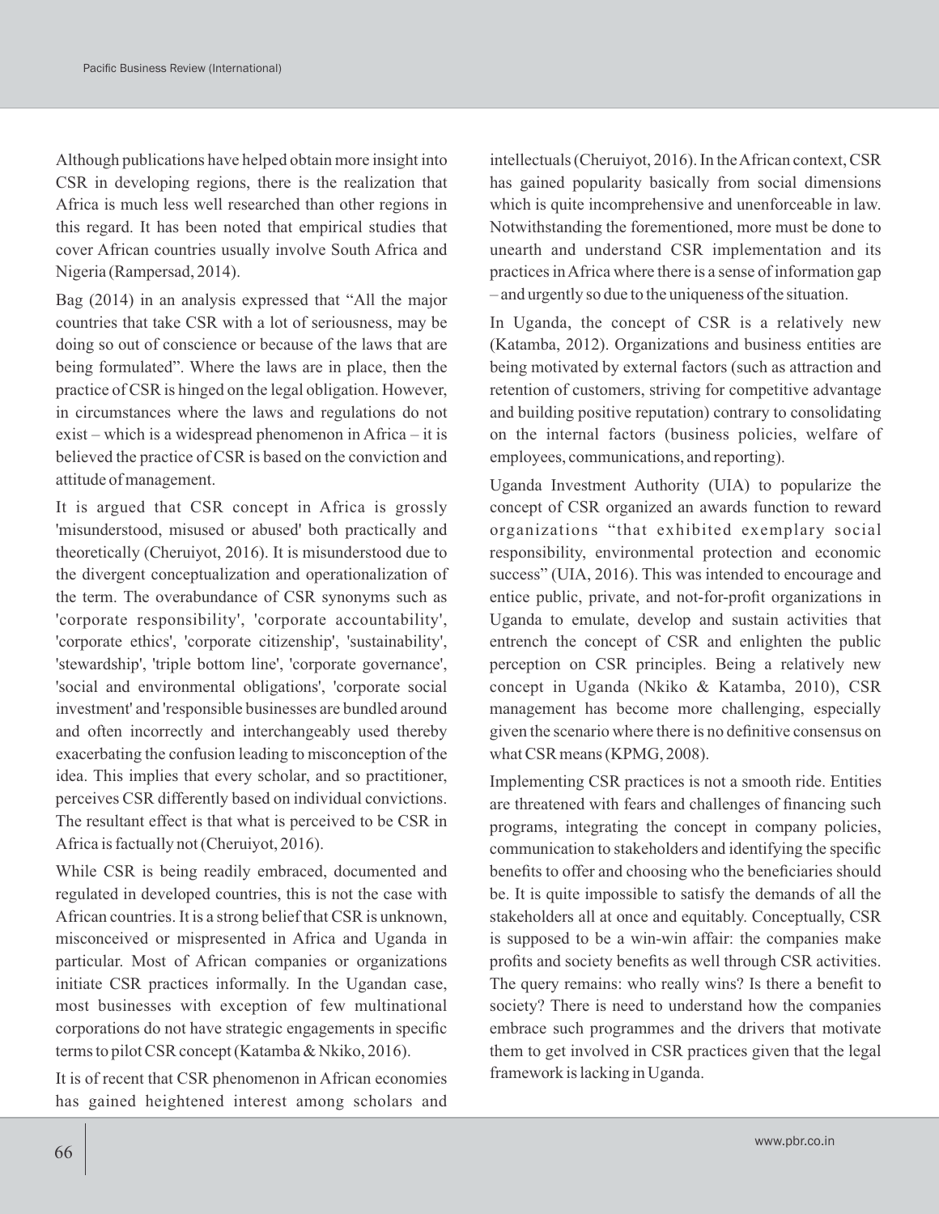Although publications have helped obtain more insight into CSR in developing regions, there is the realization that Africa is much less well researched than other regions in this regard. It has been noted that empirical studies that cover African countries usually involve South Africa and Nigeria (Rampersad, 2014).

Bag (2014) in an analysis expressed that "All the major countries that take CSR with a lot of seriousness, may be doing so out of conscience or because of the laws that are being formulated". Where the laws are in place, then the practice of CSR is hinged on the legal obligation. However, in circumstances where the laws and regulations do not exist – which is a widespread phenomenon in Africa – it is believed the practice of CSR is based on the conviction and attitude of management.

It is argued that CSR concept in Africa is grossly 'misunderstood, misused or abused' both practically and theoretically (Cheruiyot, 2016). It is misunderstood due to the divergent conceptualization and operationalization of the term. The overabundance of CSR synonyms such as 'corporate responsibility', 'corporate accountability', 'corporate ethics', 'corporate citizenship', 'sustainability', 'stewardship', 'triple bottom line', 'corporate governance', 'social and environmental obligations', 'corporate social investment' and 'responsible businesses are bundled around and often incorrectly and interchangeably used thereby exacerbating the confusion leading to misconception of the idea. This implies that every scholar, and so practitioner, perceives CSR differently based on individual convictions. The resultant effect is that what is perceived to be CSR in Africa is factually not (Cheruiyot, 2016).

While CSR is being readily embraced, documented and regulated in developed countries, this is not the case with African countries. It is a strong belief that CSR is unknown, misconceived or mispresented in Africa and Uganda in particular. Most of African companies or organizations initiate CSR practices informally. In the Ugandan case, most businesses with exception of few multinational corporations do not have strategic engagements in specific terms to pilot CSR concept (Katamba & Nkiko, 2016).

It is of recent that CSR phenomenon in African economies has gained heightened interest among scholars and intellectuals (Cheruiyot, 2016). In the African context, CSR has gained popularity basically from social dimensions which is quite incomprehensive and unenforceable in law. Notwithstanding the forementioned, more must be done to unearth and understand CSR implementation and its practices in Africa where there is a sense of information gap – and urgently so due to the uniqueness of the situation.

In Uganda, the concept of CSR is a relatively new (Katamba, 2012). Organizations and business entities are being motivated by external factors (such as attraction and retention of customers, striving for competitive advantage and building positive reputation) contrary to consolidating on the internal factors (business policies, welfare of employees, communications, and reporting).

Uganda Investment Authority (UIA) to popularize the concept of CSR organized an awards function to reward organizations "that exhibited exemplary social responsibility, environmental protection and economic success" (UIA, 2016). This was intended to encourage and entice public, private, and not-for-profit organizations in Uganda to emulate, develop and sustain activities that entrench the concept of CSR and enlighten the public perception on CSR principles. Being a relatively new concept in Uganda (Nkiko & Katamba, 2010), CSR management has become more challenging, especially given the scenario where there is no definitive consensus on what CSR means (KPMG, 2008).

Implementing CSR practices is not a smooth ride. Entities are threatened with fears and challenges of financing such programs, integrating the concept in company policies, communication to stakeholders and identifying the specific benefits to offer and choosing who the beneficiaries should be. It is quite impossible to satisfy the demands of all the stakeholders all at once and equitably. Conceptually, CSR is supposed to be a win-win affair: the companies make profits and society benefits as well through CSR activities. The query remains: who really wins? Is there a benefit to society? There is need to understand how the companies embrace such programmes and the drivers that motivate them to get involved in CSR practices given that the legal framework is lacking in Uganda.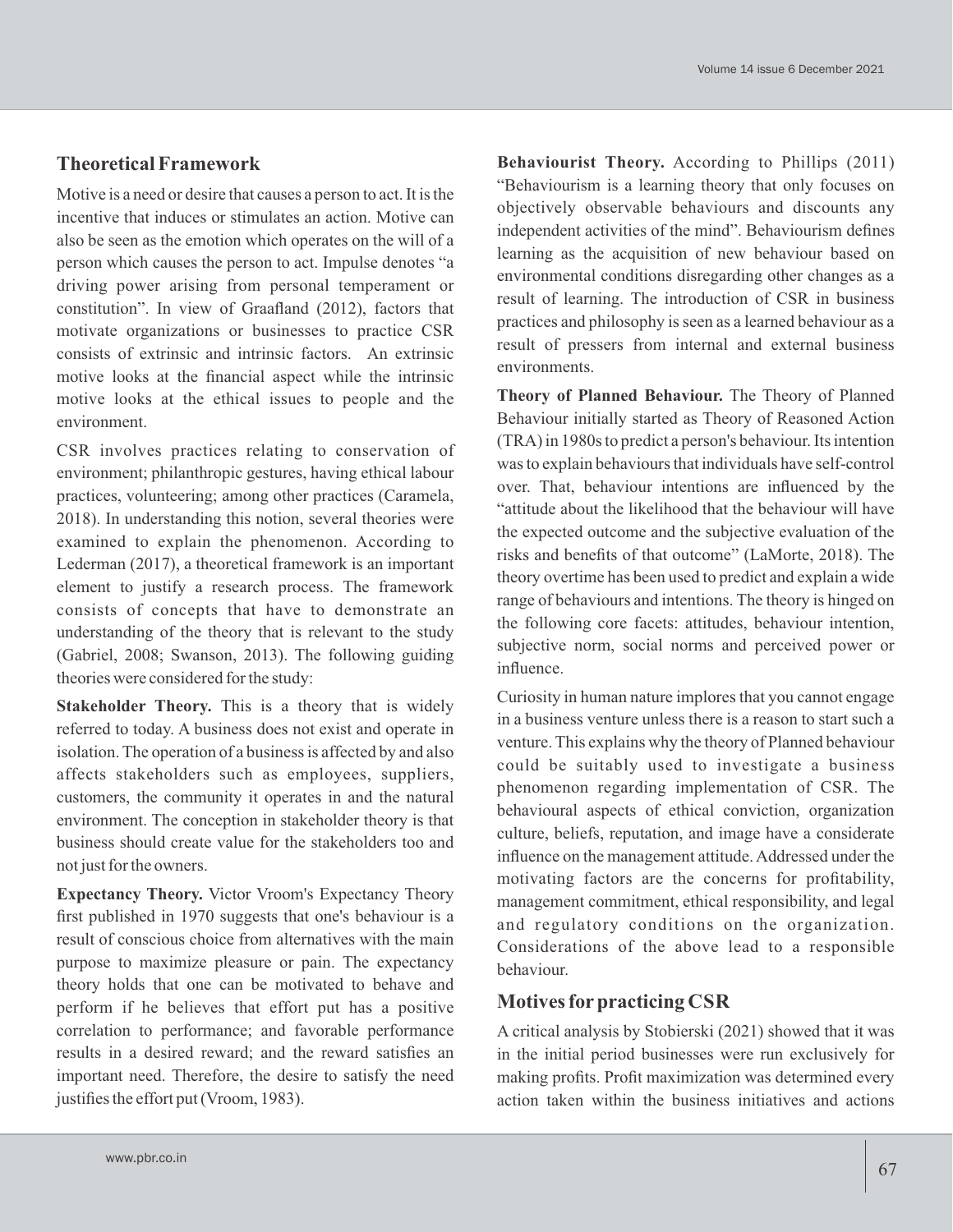## Theoretical Framework

Motive is a need or desire that causes a person to act. It is the incentive that induces or stimulates an action. Motive can also be seen as the emotion which operates on the will of a person which causes the person to act. Impulse denotes "a driving power arising from personal temperament or constitution". In view of Graafland (2012), factors that motivate organizations or businesses to practice CSR consists of extrinsic and intrinsic factors. An extrinsic motive looks at the financial aspect while the intrinsic motive looks at the ethical issues to people and the environment.

CSR involves practices relating to conservation of environment; philanthropic gestures, having ethical labour practices, volunteering; among other practices (Caramela, 2018). In understanding this notion, several theories were examined to explain the phenomenon. According to Lederman (2017), a theoretical framework is an important element to justify a research process. The framework consists of concepts that have to demonstrate an understanding of the theory that is relevant to the study (Gabriel, 2008; Swanson, 2013). The following guiding theories were considered for the study:

**Stakeholder Theory.** This is a theory that is widely referred to today. A business does not exist and operate in isolation. The operation of a business is affected by and also affects stakeholders such as employees, suppliers, customers, the community it operates in and the natural environment. The conception in stakeholder theory is that business should create value for the stakeholders too and not just for the owners.

**Expectancy Theory.** Victor Vroom's Expectancy Theory first published in 1970 suggests that one's behaviour is a result of conscious choice from alternatives with the main purpose to maximize pleasure or pain. The expectancy theory holds that one can be motivated to behave and perform if he believes that effort put has a positive correlation to performance; and favorable performance results in a desired reward; and the reward satisfies an important need. Therefore, the desire to satisfy the need justifies the effort put (Vroom, 1983).

**Behaviourist Theory.** According to Phillips (2011) "Behaviourism is a learning theory that only focuses on objectively observable behaviours and discounts any independent activities of the mind". Behaviourism defines learning as the acquisition of new behaviour based on environmental conditions disregarding other changes as a result of learning. The introduction of CSR in business practices and philosophy is seen as a learned behaviour as a result of pressers from internal and external business environments.

**Theory of Planned Behaviour.** The Theory of Planned Behaviour initially started as Theory of Reasoned Action (TRA) in 1980s to predict a person's behaviour. Its intention was to explain behaviours that individuals have self-control over. That, behaviour intentions are influenced by the "attitude about the likelihood that the behaviour will have the expected outcome and the subjective evaluation of the risks and benefits of that outcome" (LaMorte, 2018). The theory overtime has been used to predict and explain a wide range of behaviours and intentions. The theory is hinged on the following core facets: attitudes, behaviour intention, subjective norm, social norms and perceived power or influence.

Curiosity in human nature implores that you cannot engage in a business venture unless there is a reason to start such a venture. This explains why the theory of Planned behaviour could be suitably used to investigate a business phenomenon regarding implementation of CSR. The behavioural aspects of ethical conviction, organization culture, beliefs, reputation, and image have a considerate influence on the management attitude. Addressed under the motivating factors are the concerns for profitability, management commitment, ethical responsibility, and legal and regulatory conditions on the organization. Considerations of the above lead to a responsible behaviour.

## Motives for practicing CSR

A critical analysis by Stobierski (2021) showed that it was in the initial period businesses were run exclusively for making profits. Profit maximization was determined every action taken within the business initiatives and actions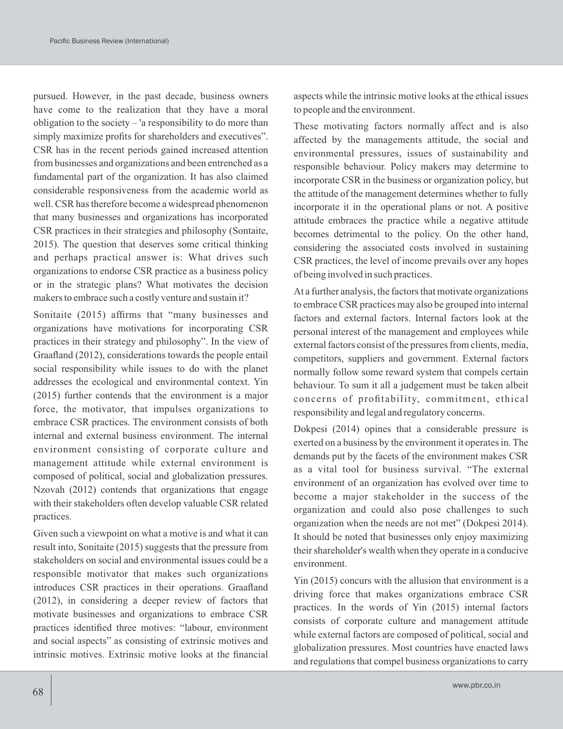pursued. However, in the past decade, business owners have come to the realization that they have a moral obligation to the society – 'a responsibility to do more than simply maximize profits for shareholders and executives". CSR has in the recent periods gained increased attention from businesses and organizations and been entrenched as a fundamental part of the organization. It has also claimed considerable responsiveness from the academic world as well. CSR has therefore become a widespread phenomenon that many businesses and organizations has incorporated CSR practices in their strategies and philosophy (Sontaite, 2015). The question that deserves some critical thinking and perhaps practical answer is: What drives such organizations to endorse CSR practice as a business policy or in the strategic plans? What motivates the decision makers to embrace such a costly venture and sustain it?

Sonitaite (2015) affirms that "many businesses and organizations have motivations for incorporating CSR practices in their strategy and philosophy". In the view of Graafland (2012), considerations towards the people entail social responsibility while issues to do with the planet addresses the ecological and environmental context. Yin (2015) further contends that the environment is a major force, the motivator, that impulses organizations to embrace CSR practices. The environment consists of both internal and external business environment. The internal environment consisting of corporate culture and management attitude while external environment is composed of political, social and globalization pressures. Nzovah (2012) contends that organizations that engage with their stakeholders often develop valuable CSR related practices.

Given such a viewpoint on what a motive is and what it can result into, Sonitaite (2015) suggests that the pressure from stakeholders on social and environmental issues could be a responsible motivator that makes such organizations introduces CSR practices in their operations. Graafland (2012), in considering a deeper review of factors that motivate businesses and organizations to embrace CSR practices identified three motives: "labour, environment and social aspects" as consisting of extrinsic motives and intrinsic motives. Extrinsic motive looks at the financial aspects while the intrinsic motive looks at the ethical issues to people and the environment.

These motivating factors normally affect and is also affected by the managements attitude, the social and environmental pressures, issues of sustainability and responsible behaviour. Policy makers may determine to incorporate CSR in the business or organization policy, but the attitude of the management determines whether to fully incorporate it in the operational plans or not. A positive attitude embraces the practice while a negative attitude becomes detrimental to the policy. On the other hand, considering the associated costs involved in sustaining CSR practices, the level of income prevails over any hopes of being involved in such practices.

At a further analysis, the factors that motivate organizations to embrace CSR practices may also be grouped into internal factors and external factors. Internal factors look at the personal interest of the management and employees while external factors consist of the pressures from clients, media, competitors, suppliers and government. External factors normally follow some reward system that compels certain behaviour. To sum it all a judgement must be taken albeit concerns of profitability, commitment, ethical responsibility and legal and regulatory concerns.

Dokpesi (2014) opines that a considerable pressure is exerted on a business by the environment it operates in. The demands put by the facets of the environment makes CSR as a vital tool for business survival. "The external environment of an organization has evolved over time to become a major stakeholder in the success of the organization and could also pose challenges to such organization when the needs are not met" (Dokpesi 2014). It should be noted that businesses only enjoy maximizing their shareholder's wealth when they operate in a conducive environment.

Yin (2015) concurs with the allusion that environment is a driving force that makes organizations embrace CSR practices. In the words of Yin (2015) internal factors consists of corporate culture and management attitude while external factors are composed of political, social and globalization pressures. Most countries have enacted laws and regulations that compel business organizations to carry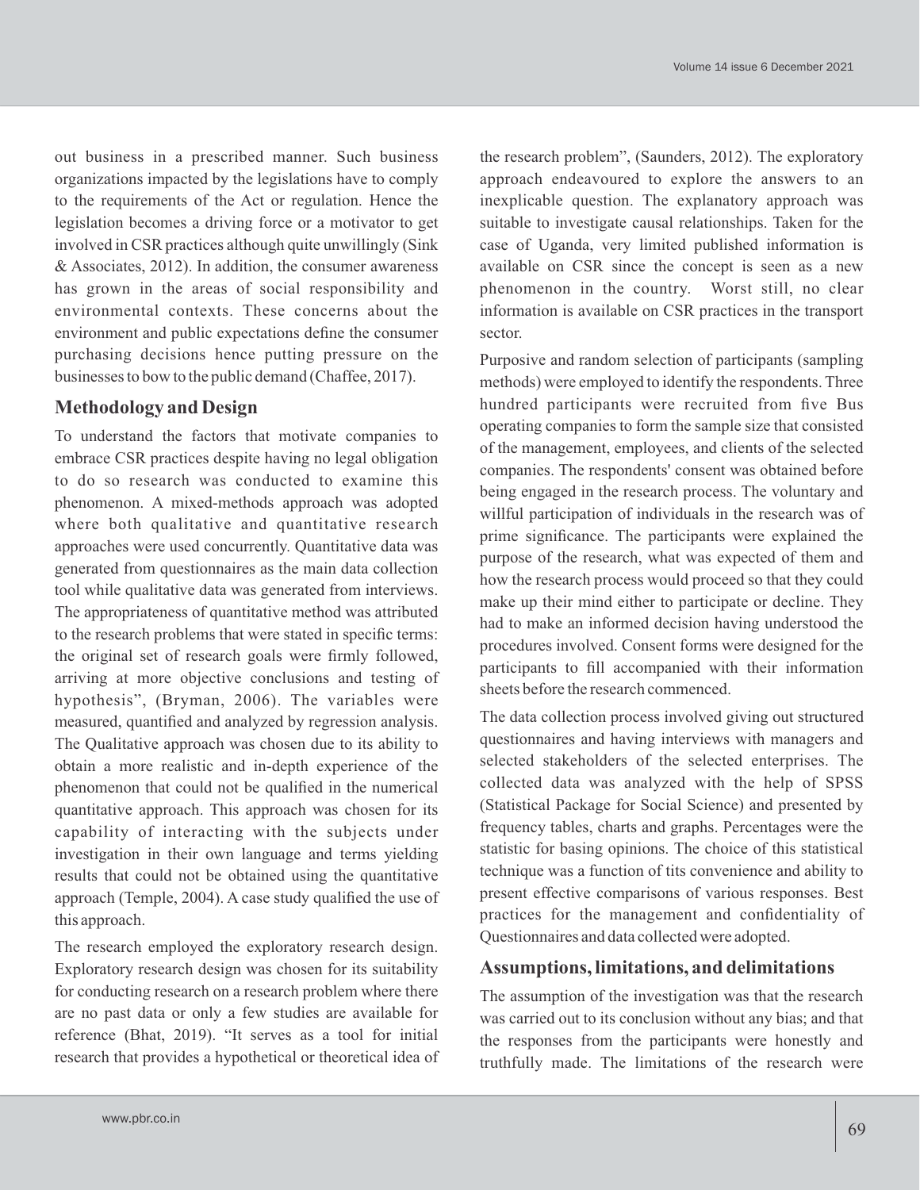out business in a prescribed manner. Such business organizations impacted by the legislations have to comply to the requirements of the Act or regulation. Hence the legislation becomes a driving force or a motivator to get involved in CSR practices although quite unwillingly (Sink & Associates, 2012). In addition, the consumer awareness has grown in the areas of social responsibility and environmental contexts. These concerns about the environment and public expectations define the consumer purchasing decisions hence putting pressure on the businesses to bow to the public demand (Chaffee, 2017).

## Methodology and Design

To understand the factors that motivate companies to embrace CSR practices despite having no legal obligation to do so research was conducted to examine this phenomenon. A mixed-methods approach was adopted where both qualitative and quantitative research approaches were used concurrently. Quantitative data was generated from questionnaires as the main data collection tool while qualitative data was generated from interviews. The appropriateness of quantitative method was attributed to the research problems that were stated in specific terms: the original set of research goals were firmly followed, arriving at more objective conclusions and testing of hypothesis", (Bryman, 2006). The variables were measured, quantified and analyzed by regression analysis. The Qualitative approach was chosen due to its ability to obtain a more realistic and in-depth experience of the phenomenon that could not be qualified in the numerical quantitative approach. This approach was chosen for its capability of interacting with the subjects under investigation in their own language and terms yielding results that could not be obtained using the quantitative approach (Temple, 2004). A case study qualified the use of this approach.

The research employed the exploratory research design. Exploratory research design was chosen for its suitability for conducting research on a research problem where there are no past data or only a few studies are available for reference (Bhat, 2019). "It serves as a tool for initial research that provides a hypothetical or theoretical idea of the research problem", (Saunders, 2012). The exploratory approach endeavoured to explore the answers to an inexplicable question. The explanatory approach was suitable to investigate causal relationships. Taken for the case of Uganda, very limited published information is available on CSR since the concept is seen as a new phenomenon in the country. Worst still, no clear information is available on CSR practices in the transport sector.

Purposive and random selection of participants (sampling methods) were employed to identify the respondents. Three hundred participants were recruited from five Bus operating companies to form the sample size that consisted of the management, employees, and clients of the selected companies. The respondents' consent was obtained before being engaged in the research process. The voluntary and willful participation of individuals in the research was of prime significance. The participants were explained the purpose of the research, what was expected of them and how the research process would proceed so that they could make up their mind either to participate or decline. They had to make an informed decision having understood the procedures involved. Consent forms were designed for the participants to fill accompanied with their information sheets before the research commenced.

The data collection process involved giving out structured questionnaires and having interviews with managers and selected stakeholders of the selected enterprises. The collected data was analyzed with the help of SPSS (Statistical Package for Social Science) and presented by frequency tables, charts and graphs. Percentages were the statistic for basing opinions. The choice of this statistical technique was a function of tits convenience and ability to present effective comparisons of various responses. Best practices for the management and confidentiality of Questionnaires and data collected were adopted.

## Assumptions, limitations, and delimitations

The assumption of the investigation was that the research was carried out to its conclusion without any bias; and that the responses from the participants were honestly and truthfully made. The limitations of the research were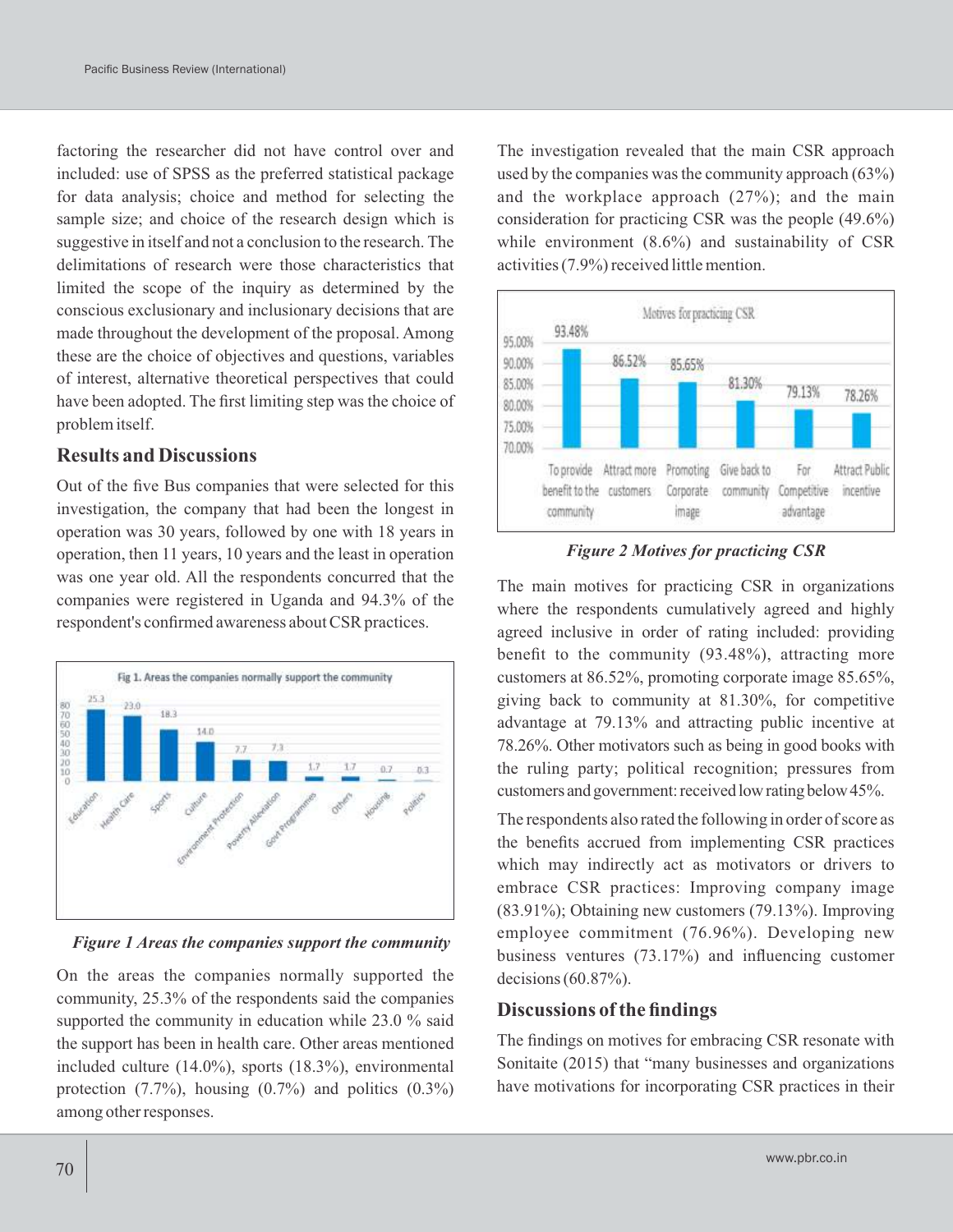factoring the researcher did not have control over and included: use of SPSS as the preferred statistical package for data analysis; choice and method for selecting the sample size; and choice of the research design which is suggestive in itself and not a conclusion to the research. The delimitations of research were those characteristics that limited the scope of the inquiry as determined by the conscious exclusionary and inclusionary decisions that are made throughout the development of the proposal. Among these are the choice of objectives and questions, variables of interest, alternative theoretical perspectives that could have been adopted. The first limiting step was the choice of problem itself.

## Results and Discussions

Out of the five Bus companies that were selected for this investigation, the company that had been the longest in operation was 30 years, followed by one with 18 years in operation, then 11 years, 10 years and the least in operation was one year old. All the respondents concurred that the companies were registered in Uganda and 94.3% of the respondent's confirmed awareness about CSR practices.

*Figure 1 Areas the companies support the community*

On the areas the companies normally supported the community, 25.3% of the respondents said the companies supported the community in education while 23.0 % said the support has been in health care. Other areas mentioned included culture (14.0%), sports (18.3%), environmental protection (7.7%), housing (0.7%) and politics (0.3%) among other responses.

The investigation revealed that the main CSR approach used by the companies was the community approach (63%) and the workplace approach (27%); and the main consideration for practicing CSR was the people (49.6%) while environment (8.6%) and sustainability of CSR activities (7.9%) received little mention.

*Figure 2 Motives for practicing CSR*

The main motives for practicing CSR in organizations where the respondents cumulatively agreed and highly agreed inclusive in order of rating included: providing benefit to the community (93.48%), attracting more customers at 86.52%, promoting corporate image 85.65%, giving back to community at 81.30%, for competitive advantage at 79.13% and attracting public incentive at 78.26%. Other motivators such as being in good books with the ruling party; political recognition; pressures from customers and government: received low rating below 45%.

The respondents also rated the following in order of score as the benefits accrued from implementing CSR practices which may indirectly act as motivators or drivers to embrace CSR practices: Improving company image (83.91%); Obtaining new customers (79.13%). Improving employee commitment (76.96%). Developing new business ventures (73.17%) and influencing customer decisions (60.87%).

## Discussions of the findings

The findings on motives for embracing CSR resonate with Sonitaite (2015) that "many businesses and organizations have motivations for incorporating CSR practices in their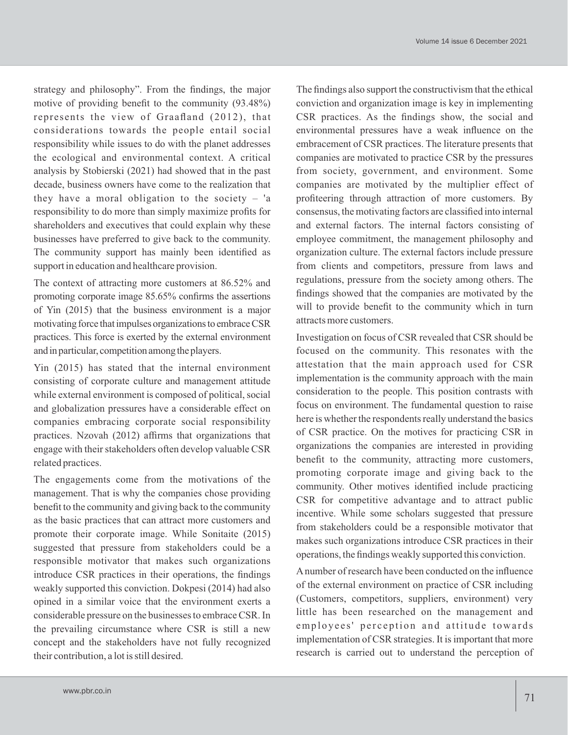strategy and philosophy". From the findings, the major motive of providing benefit to the community (93.48%) represents the view of Graafland (2012), that considerations towards the people entail social responsibility while issues to do with the planet addresses the ecological and environmental context. A critical analysis by Stobierski (2021) had showed that in the past decade, business owners have come to the realization that they have a moral obligation to the society – 'a responsibility to do more than simply maximize profits for shareholders and executives that could explain why these businesses have preferred to give back to the community. The community support has mainly been identified as support in education and healthcare provision.

The context of attracting more customers at 86.52% and promoting corporate image 85.65% confirms the assertions of Yin (2015) that the business environment is a major motivating force that impulses organizations to embrace CSR practices. This force is exerted by the external environment and in particular, competition among the players.

Yin (2015) has stated that the internal environment consisting of corporate culture and management attitude while external environment is composed of political, social and globalization pressures have a considerable effect on companies embracing corporate social responsibility practices. Nzovah (2012) affirms that organizations that engage with their stakeholders often develop valuable CSR related practices.

The engagements come from the motivations of the management. That is why the companies chose providing benefit to the community and giving back to the community as the basic practices that can attract more customers and promote their corporate image. While Sonitaite (2015) suggested that pressure from stakeholders could be a responsible motivator that makes such organizations introduce CSR practices in their operations, the findings weakly supported this conviction. Dokpesi (2014) had also opined in a similar voice that the environment exerts a considerable pressure on the businesses to embrace CSR. In the prevailing circumstance where CSR is still a new concept and the stakeholders have not fully recognized their contribution, a lot is still desired.

The findings also support the constructivism that the ethical conviction and organization image is key in implementing CSR practices. As the findings show, the social and environmental pressures have a weak influence on the embracement of CSR practices. The literature presents that companies are motivated to practice CSR by the pressures from society, government, and environment. Some companies are motivated by the multiplier effect of profiteering through attraction of more customers. By consensus, the motivating factors are classified into internal and external factors. The internal factors consisting of employee commitment, the management philosophy and organization culture. The external factors include pressure from clients and competitors, pressure from laws and regulations, pressure from the society among others. The findings showed that the companies are motivated by the will to provide benefit to the community which in turn attracts more customers.

Investigation on focus of CSR revealed that CSR should be focused on the community. This resonates with the attestation that the main approach used for CSR implementation is the community approach with the main consideration to the people. This position contrasts with focus on environment. The fundamental question to raise here is whether the respondents really understand the basics of CSR practice. On the motives for practicing CSR in organizations the companies are interested in providing benefit to the community, attracting more customers, promoting corporate image and giving back to the community. Other motives identified include practicing CSR for competitive advantage and to attract public incentive. While some scholars suggested that pressure from stakeholders could be a responsible motivator that makes such organizations introduce CSR practices in their operations, the findings weakly supported this conviction.

A number of research have been conducted on the influence of the external environment on practice of CSR including (Customers, competitors, suppliers, environment) very little has been researched on the management and employees' perception and attitude towards implementation of CSR strategies. It is important that more research is carried out to understand the perception of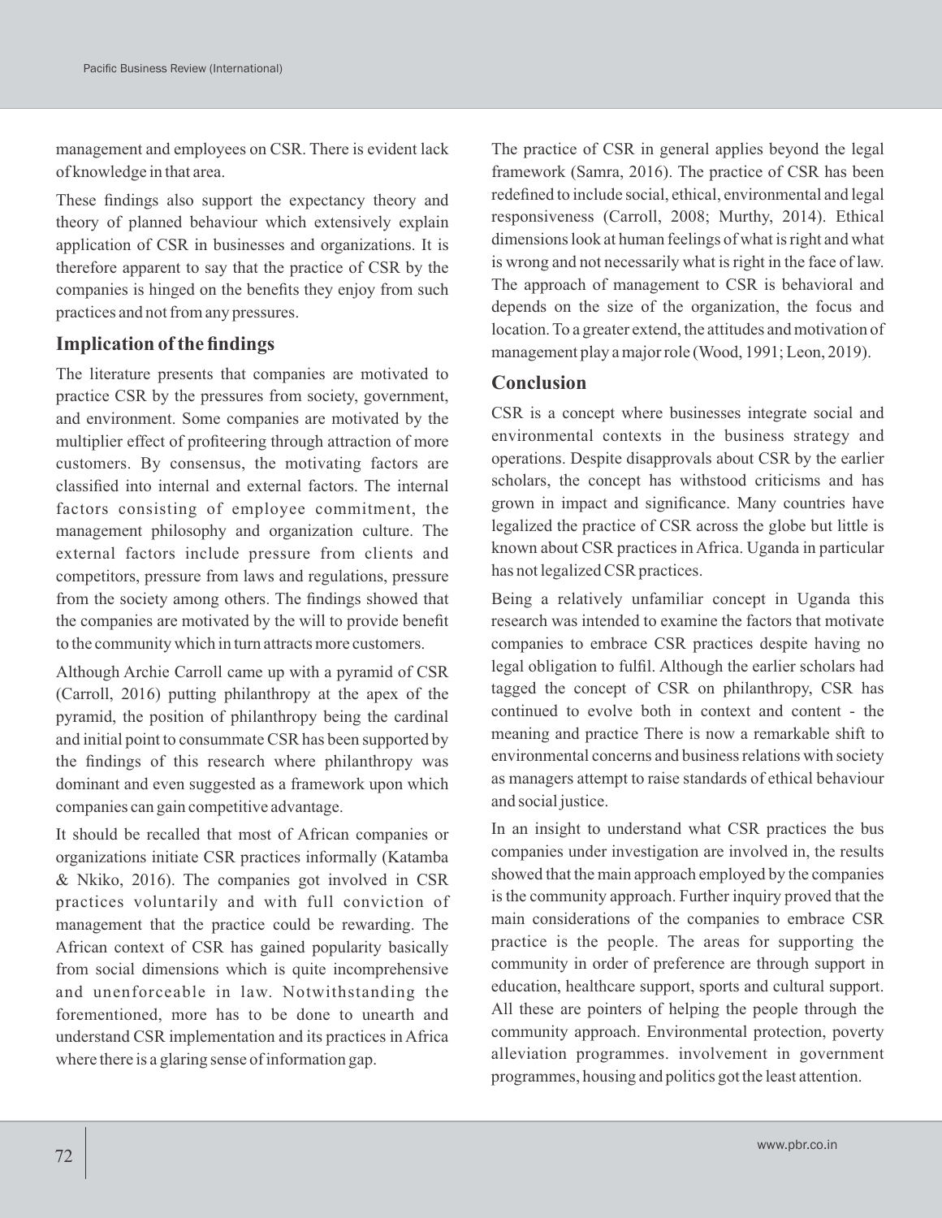management and employees on CSR. There is evident lack of knowledge in that area.

These findings also support the expectancy theory and theory of planned behaviour which extensively explain application of CSR in businesses and organizations. It is therefore apparent to say that the practice of CSR by the companies is hinged on the benefits they enjoy from such practices and not from any pressures.

## Implication of the findings

The literature presents that companies are motivated to practice CSR by the pressures from society, government, and environment. Some companies are motivated by the multiplier effect of profiteering through attraction of more customers. By consensus, the motivating factors are classified into internal and external factors. The internal factors consisting of employee commitment, the management philosophy and organization culture. The external factors include pressure from clients and competitors, pressure from laws and regulations, pressure from the society among others. The findings showed that the companies are motivated by the will to provide benefit to the community which in turn attracts more customers.

Although Archie Carroll came up with a pyramid of CSR (Carroll, 2016) putting philanthropy at the apex of the pyramid, the position of philanthropy being the cardinal and initial point to consummate CSR has been supported by the findings of this research where philanthropy was dominant and even suggested as a framework upon which companies can gain competitive advantage.

It should be recalled that most of African companies or organizations initiate CSR practices informally (Katamba & Nkiko, 2016). The companies got involved in CSR practices voluntarily and with full conviction of management that the practice could be rewarding. The African context of CSR has gained popularity basically from social dimensions which is quite incomprehensive and unenforceable in law. Notwithstanding the forementioned, more has to be done to unearth and understand CSR implementation and its practices in Africa where there is a glaring sense of information gap.

The practice of CSR in general applies beyond the legal framework (Samra, 2016). The practice of CSR has been redefined to include social, ethical, environmental and legal responsiveness (Carroll, 2008; Murthy, 2014). Ethical dimensions look at human feelings of what is right and what is wrong and not necessarily what is right in the face of law. The approach of management to CSR is behavioral and depends on the size of the organization, the focus and location. To a greater extend, the attitudes and motivation of management play a major role (Wood, 1991; Leon, 2019).

## Conclusion

CSR is a concept where businesses integrate social and environmental contexts in the business strategy and operations. Despite disapprovals about CSR by the earlier scholars, the concept has withstood criticisms and has grown in impact and significance. Many countries have legalized the practice of CSR across the globe but little is known about CSR practices in Africa. Uganda in particular has not legalized CSR practices.

Being a relatively unfamiliar concept in Uganda this research was intended to examine the factors that motivate companies to embrace CSR practices despite having no legal obligation to fulfil. Although the earlier scholars had tagged the concept of CSR on philanthropy, CSR has continued to evolve both in context and content - the meaning and practice There is now a remarkable shift to environmental concerns and business relations with society as managers attempt to raise standards of ethical behaviour and social justice.

In an insight to understand what CSR practices the bus companies under investigation are involved in, the results showed that the main approach employed by the companies is the community approach. Further inquiry proved that the main considerations of the companies to embrace CSR practice is the people. The areas for supporting the community in order of preference are through support in education, healthcare support, sports and cultural support. All these are pointers of helping the people through the community approach. Environmental protection, poverty alleviation programmes. involvement in government programmes, housing and politics got the least attention.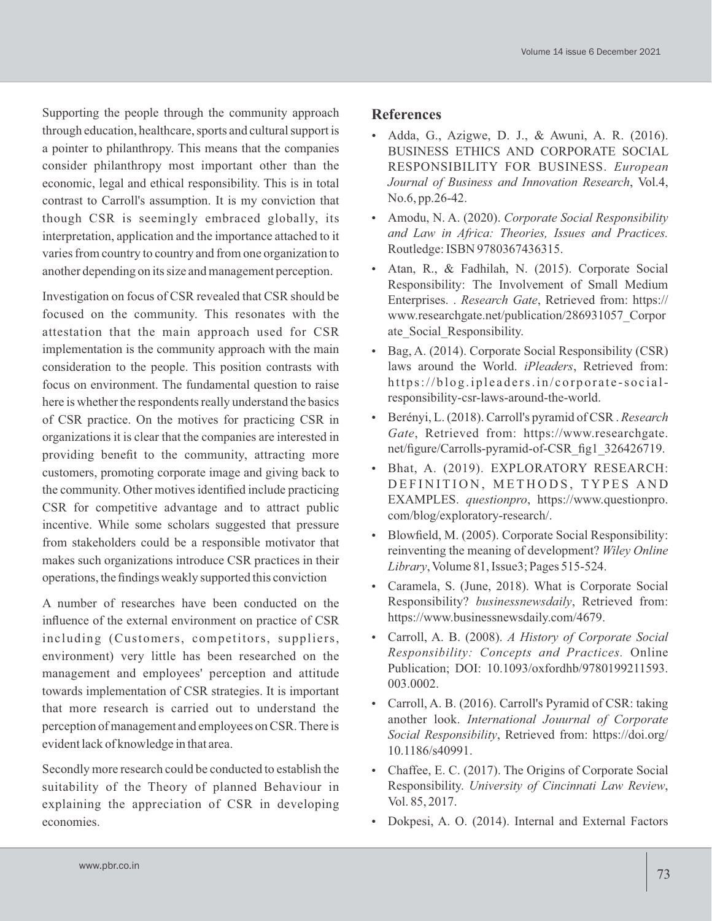Supporting the people through the community approach through education, healthcare, sports and cultural support is a pointer to philanthropy. This means that the companies consider philanthropy most important other than the economic, legal and ethical responsibility. This is in total contrast to Carroll's assumption. It is my conviction that though CSR is seemingly embraced globally, its interpretation, application and the importance attached to it varies from country to country and from one organization to another depending on its size and management perception.

Investigation on focus of CSR revealed that CSR should be focused on the community. This resonates with the attestation that the main approach used for CSR implementation is the community approach with the main consideration to the people. This position contrasts with focus on environment. The fundamental question to raise here is whether the respondents really understand the basics of CSR practice. On the motives for practicing CSR in organizations it is clear that the companies are interested in providing benefit to the community, attracting more customers, promoting corporate image and giving back to the community. Other motives identified include practicing CSR for competitive advantage and to attract public incentive. While some scholars suggested that pressure from stakeholders could be a responsible motivator that makes such organizations introduce CSR practices in their operations, the findings weakly supported this conviction

A number of researches have been conducted on the influence of the external environment on practice of CSR including (Customers, competitors, suppliers, environment) very little has been researched on the management and employees' perception and attitude towards implementation of CSR strategies. It is important that more research is carried out to understand the perception of management and employees on CSR. There is evident lack of knowledge in that area.

Secondly more research could be conducted to establish the suitability of the Theory of planned Behaviour in explaining the appreciation of CSR in developing economies.

## References

- Adda, G., Azigwe, D. J., & Awuni, A. R. (2016). BUSINESS ETHICS AND CORPORATE SOCIAL RESPONSIBILITY FOR BUSINESS. *European Journal of Business and Innovation Research*, Vol.4, No.6, pp.26-42.
- Amodu, N. A. (2020). *Corporate Social Responsibility and Law in Africa: Theories, Issues and Practices.* Routledge: ISBN 9780367436315.
- Atan, R., & Fadhilah, N. (2015). Corporate Social Responsibility: The Involvement of Small Medium Enterprises. . *Research Gate*, Retrieved from: https://www.researchgate.net/publication/286931057_Corporate_Social_Responsibility.
- Bag, A. (2014). Corporate Social Responsibility (CSR) laws around the World. *iPleaders*, Retrieved from: https://blog.ipleaders.in/corporate-social-responsibility-csr-laws-around-the-world.
- Berényi, L. (2018). Carroll's pyramid of CSR . *Research Gate*, Retrieved from: https://www.researchgate.net/figure/Carrolls-pyramid-of-CSR_fig1_326426719.
- Bhat, A. (2019). EXPLORATORY RESEARCH: DEFINITION, METHODS, TYPES AND EXAMPLES. *questionpro*, https://www.questionpro.com/blog/exploratory-research/.
- Blowfield, M. (2005). Corporate Social Responsibility: reinventing the meaning of development? *Wiley Online Library*, Volume 81, Issue3; Pages 515-524.
- Caramela, S. (June, 2018). What is Corporate Social Responsibility? *businessnewsdaily*, Retrieved from: https://www.businessnewsdaily.com/4679.
- Carroll, A. B. (2008). *A History of Corporate Social Responsibility: Concepts and Practices.* Online Publication; DOI: 10.1093/oxfordhb/9780199211593.003.0002.
- Carroll, A. B. (2016). Carroll's Pyramid of CSR: taking another look. *International Jouurnal of Corporate Social Responsibility*, Retrieved from: https://doi.org/10.1186/s40991.
- Chaffee, E. C. (2017). The Origins of Corporate Social Responsibility. *University of Cincinnati Law Review*, Vol. 85, 2017.
- Dokpesi, A. O. (2014). Internal and External Factors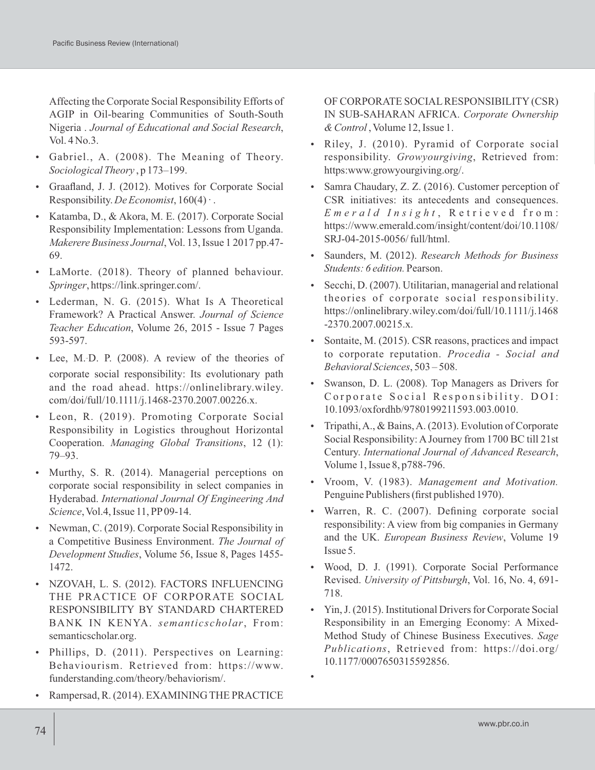Affecting the Corporate Social Responsibility Efforts of AGIP in Oil-bearing Communities of South-South Nigeria . *Journal of Educational and Social Research*, Vol. 4 No.3.

- Gabriel., A. (2008). The Meaning of Theory. *Sociological Theory* , p 173–199.
- Graafland, J. J. (2012). Motives for Corporate Social Responsibility. *De Economist*, 160(4) · .
- Katamba, D., & Akora, M. E. (2017). Corporate Social Responsibility Implementation: Lessons from Uganda. *Makerere Business Journal*, Vol. 13, Issue 1 2017 pp.47-69.
- LaMorte. (2018). Theory of planned behaviour. *Springer*, https://link.springer.com/.
- Lederman, N. G. (2015). What Is A Theoretical Framework? A Practical Answer. *Journal of Science Teacher Education*, Volume 26, 2015 - Issue 7 Pages 593-597.
- Lee, M.-D. P. (2008). A review of the theories of corporate social responsibility: Its evolutionary path and the road ahead. https://onlinelibrary.wiley.com/doi/full/10.1111/j.1468-2370.2007.00226.x.
- Leon, R. (2019). Promoting Corporate Social Responsibility in Logistics throughout Horizontal Cooperation. *Managing Global Transitions*, 12 (1): 79–93.
- Murthy, S. R. (2014). Managerial perceptions on corporate social responsibility in select companies in Hyderabad. *International Journal Of Engineering And Science*, Vol.4, Issue 11, PP 09-14.
- Newman, C. (2019). Corporate Social Responsibility in a Competitive Business Environment. *The Journal of Development Studies*, Volume 56, Issue 8, Pages 1455-1472.
- NZOVAH, L. S. (2012). FACTORS INFLUENCING THE PRACTICE OF CORPORATE SOCIAL RESPONSIBILITY BY STANDARD CHARTERED BANK IN KENYA. *semanticscholar*, From: semanticscholar.org.
- Phillips, D. (2011). Perspectives on Learning: Behaviourism. Retrieved from: https://www.funderstanding.com/theory/behaviorism/.
- Rampersad, R. (2014). EXAMINING THE PRACTICE OF CORPORATE SOCIAL RESPONSIBILITY (CSR) IN SUB-SAHARAN AFRICA. *Corporate Ownership & Control* , Volume 12, Issue 1.
- Riley, J. (2010). Pyramid of Corporate social responsibility. *Growyourgiving*, Retrieved from: https:www.growyourgiving.org/.
- Samra Chaudary, Z. Z. (2016). Customer perception of CSR initiatives: its antecedents and consequences. *Emerald Insight*, Retrieved from: https://www.emerald.com/insight/content/doi/10.1108/SRJ-04-2015-0056/ full/html.
- Saunders, M. (2012). *Research Methods for Business Students: 6 edition.* Pearson.
- Secchi, D. (2007). Utilitarian, managerial and relational theories of corporate social responsibility. https://onlinelibrary.wiley.com/doi/full/10.1111/j.1468-2370.2007.00215.x.
- Sontaite, M. (2015). CSR reasons, practices and impact to corporate reputation. *Procedia - Social and Behavioral Sciences*, 503 – 508.
- Swanson, D. L. (2008). Top Managers as Drivers for Corporate Social Responsibility. DOI: 10.1093/oxfordhb/9780199211593.003.0010.
- Tripathi, A., & Bains, A. (2013). Evolution of Corporate Social Responsibility: A Journey from 1700 BC till 21st Century. *International Journal of Advanced Research*, Volume 1, Issue 8, p788-796.
- Vroom, V. (1983). *Management and Motivation.* Penguine Publishers (first published 1970).
- Warren, R. C. (2007). Defining corporate social responsibility: A view from big companies in Germany and the UK. *European Business Review*, Volume 19 Issue 5.
- Wood, D. J. (1991). Corporate Social Performance Revised. *University of Pittsburgh*, Vol. 16, No. 4, 691-718.
- Yin, J. (2015). Institutional Drivers for Corporate Social Responsibility in an Emerging Economy: A Mixed-Method Study of Chinese Business Executives. *Sage Publications*, Retrieved from: https://doi.org/10.1177/0007650315592856.